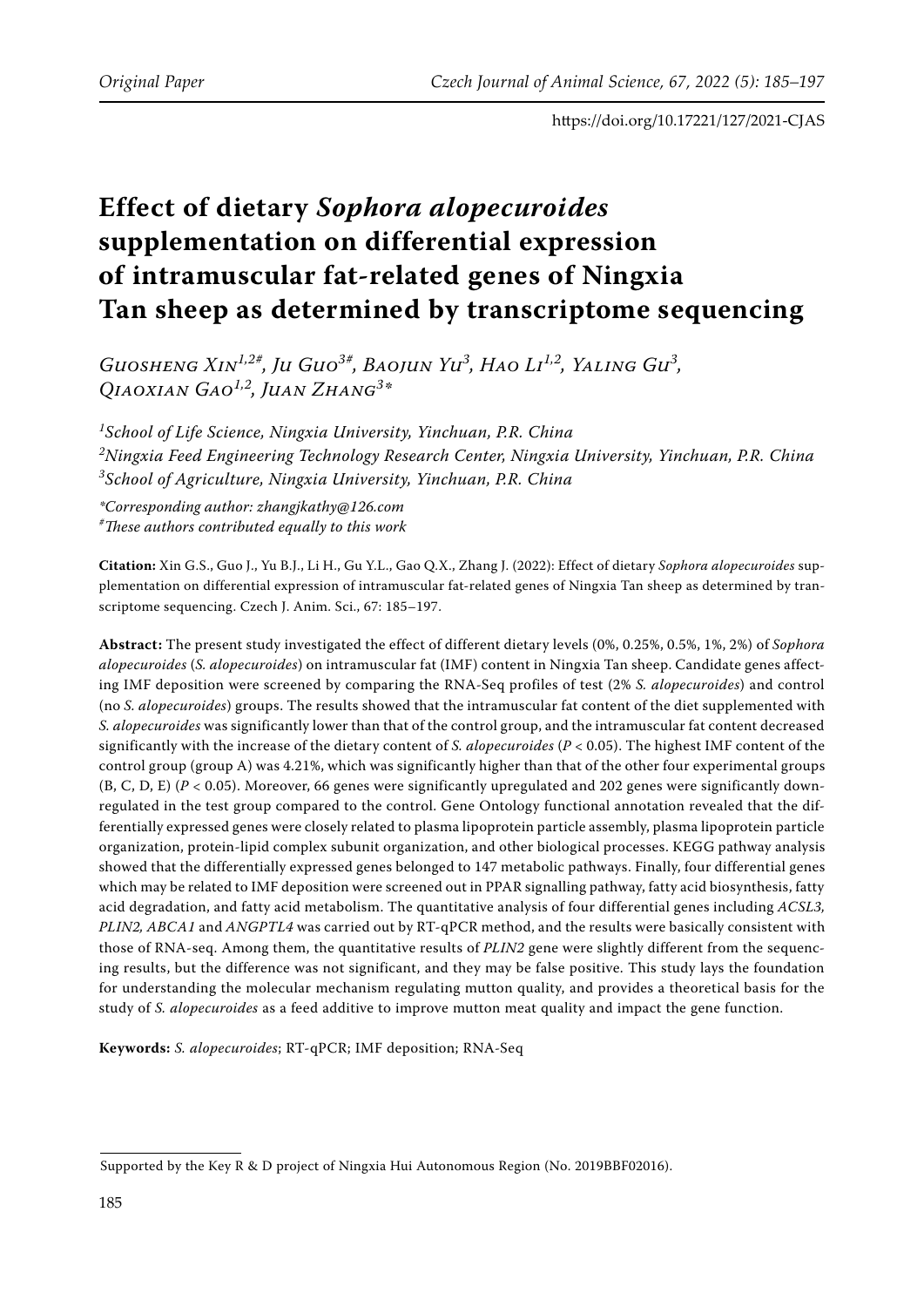# Effect of dietary *Sophora alopecuroides* supplementation on differential expression of intramuscular fat-related genes of Ningxia Tan sheep as determined by transcriptome sequencing

*Guosheng Xin*[1,2#], *Ju Guo*[3#], *Baojun Yu*[3], *Hao Li*[1,2], *Yaling Gu*[3], *Qiaoxian Gao*[1,2], *Juan Zhang*[3*]

[1] *School of Life Science, Ningxia University, Yinchuan, P.R. China*
[2] *Ningxia Feed Engineering Technology Research Center, Ningxia University, Yinchuan, P.R. China*
[3] *School of Agriculture, Ningxia University, Yinchuan, P.R. China*

*\*Corresponding author: zhangjkathy@126.com*
*#These authors contributed equally to this work*

**Citation:** Xin G.S., Guo J., Yu B.J., Li H., Gu Y.L., Gao Q.X., Zhang J. (2022): Effect of dietary *Sophora alopecuroides* supplementation on differential expression of intramuscular fat-related genes of Ningxia Tan sheep as determined by transcriptome sequencing. Czech J. Anim. Sci., 67: 185–197.

**Abstract:** The present study investigated the effect of different dietary levels (0%, 0.25%, 0.5%, 1%, 2%) of *Sophora alopecuroides* (*S. alopecuroides*) on intramuscular fat (IMF) content in Ningxia Tan sheep. Candidate genes affecting IMF deposition were screened by comparing the RNA-Seq profiles of test (2% *S. alopecuroides*) and control (no *S. alopecuroides*) groups. The results showed that the intramuscular fat content of the diet supplemented with *S. alopecuroides* was significantly lower than that of the control group, and the intramuscular fat content decreased significantly with the increase of the dietary content of *S. alopecuroides* ($P < 0.05$). The highest IMF content of the control group (group A) was 4.21%, which was significantly higher than that of the other four experimental groups (B, C, D, E) ($P < 0.05$). Moreover, 66 genes were significantly upregulated and 202 genes were significantly downregulated in the test group compared to the control. Gene Ontology functional annotation revealed that the differentially expressed genes were closely related to plasma lipoprotein particle assembly, plasma lipoprotein particle organization, protein-lipid complex subunit organization, and other biological processes. KEGG pathway analysis showed that the differentially expressed genes belonged to 147 metabolic pathways. Finally, four differential genes which may be related to IMF deposition were screened out in PPAR signalling pathway, fatty acid biosynthesis, fatty acid degradation, and fatty acid metabolism. The quantitative analysis of four differential genes including *ACSL3, PLIN2, ABCA1* and *ANGPTL4* was carried out by RT-qPCR method, and the results were basically consistent with those of RNA-seq. Among them, the quantitative results of *PLIN2* gene were slightly different from the sequencing results, but the difference was not significant, and they may be false positive. This study lays the foundation for understanding the molecular mechanism regulating mutton quality, and provides a theoretical basis for the study of *S. alopecuroides* as a feed additive to improve mutton meat quality and impact the gene function.

**Keywords:** *S. alopecuroides*; RT-qPCR; IMF deposition; RNA-Seq

---

Supported by the Key R & D project of Ningxia Hui Autonomous Region (No. 2019BBF02016).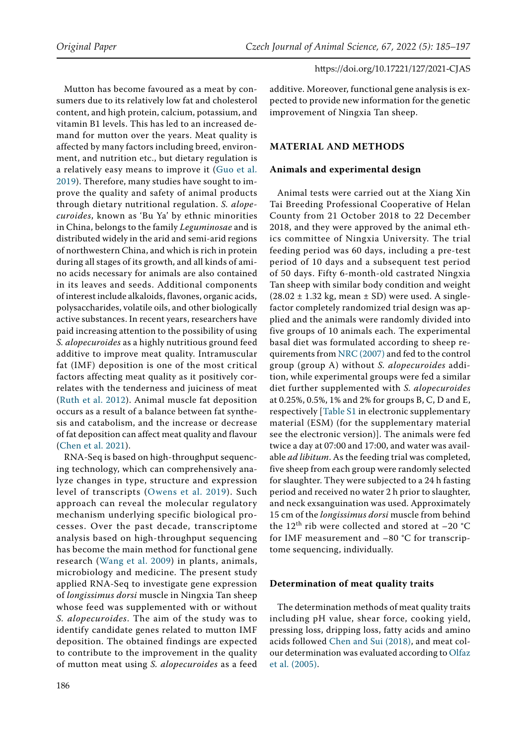Mutton has become favoured as a meat by consumers due to its relatively low fat and cholesterol content, and high protein, calcium, potassium, and vitamin B1 levels. This has led to an increased demand for mutton over the years. Meat quality is affected by many factors including breed, environment, and nutrition etc., but dietary regulation is a relatively easy means to improve it (Guo et al. 2019). Therefore, many studies have sought to improve the quality and safety of animal products through dietary nutritional regulation. *S. alopecuroides*, known as 'Bu Ya' by ethnic minorities in China, belongs to the family *Leguminosae* and is distributed widely in the arid and semi-arid regions of northwestern China, and which is rich in protein during all stages of its growth, and all kinds of amino acids necessary for animals are also contained in its leaves and seeds. Additional components of interest include alkaloids, flavones, organic acids, polysaccharides, volatile oils, and other biologically active substances. In recent years, researchers have paid increasing attention to the possibility of using *S. alopecuroides* as a highly nutritious ground feed additive to improve meat quality. Intramuscular fat (IMF) deposition is one of the most critical factors affecting meat quality as it positively correlates with the tenderness and juiciness of meat (Ruth et al. 2012). Animal muscle fat deposition occurs as a result of a balance between fat synthesis and catabolism, and the increase or decrease of fat deposition can affect meat quality and flavour (Chen et al. 2021).

RNA-Seq is based on high-throughput sequencing technology, which can comprehensively analyze changes in type, structure and expression level of transcripts (Owens et al. 2019). Such approach can reveal the molecular regulatory mechanism underlying specific biological processes. Over the past decade, transcriptome analysis based on high-throughput sequencing has become the main method for functional gene research (Wang et al. 2009) in plants, animals, microbiology and medicine. The present study applied RNA-Seq to investigate gene expression of *longissimus dorsi* muscle in Ningxia Tan sheep whose feed was supplemented with or without *S. alopecuroides*. The aim of the study was to identify candidate genes related to mutton IMF deposition. The obtained findings are expected to contribute to the improvement in the quality of mutton meat using *S. alopecuroides* as a feed additive. Moreover, functional gene analysis is expected to provide new information for the genetic improvement of Ningxia Tan sheep.

## MATERIAL AND METHODS

### Animals and experimental design

Animal tests were carried out at the Xiang Xin Tai Breeding Professional Cooperative of Helan County from 21 October 2018 to 22 December 2018, and they were approved by the animal ethics committee of Ningxia University. The trial feeding period was 60 days, including a pre-test period of 10 days and a subsequent test period of 50 days. Fifty 6-month-old castrated Ningxia Tan sheep with similar body condition and weight ($28.02 \pm 1.32$ kg, mean ± SD) were used. A single-factor completely randomized trial design was applied and the animals were randomly divided into five groups of 10 animals each. The experimental basal diet was formulated according to sheep requirements from NRC (2007) and fed to the control group (group A) without *S. alopecuroides* addition, while experimental groups were fed a similar diet further supplemented with *S. alopecuroides* at 0.25%, 0.5%, 1% and 2% for groups B, C, D and E, respectively [Table S1 in electronic supplementary material (ESM) (for the supplementary material see the electronic version)]. The animals were fed twice a day at 07:00 and 17:00, and water was available *ad libitum*. As the feeding trial was completed, five sheep from each group were randomly selected for slaughter. They were subjected to a 24 h fasting period and received no water 2 h prior to slaughter, and neck exsanguination was used. Approximately 15 cm of the *longissimus dorsi* muscle from behind the 12$^{th}$ rib were collected and stored at –20 °C for IMF measurement and –80 °C for transcriptome sequencing, individually.

### Determination of meat quality traits

The determination methods of meat quality traits including pH value, shear force, cooking yield, pressing loss, dripping loss, fatty acids and amino acids followed Chen and Sui (2018), and meat colour determination was evaluated according to Olfaz et al. (2005).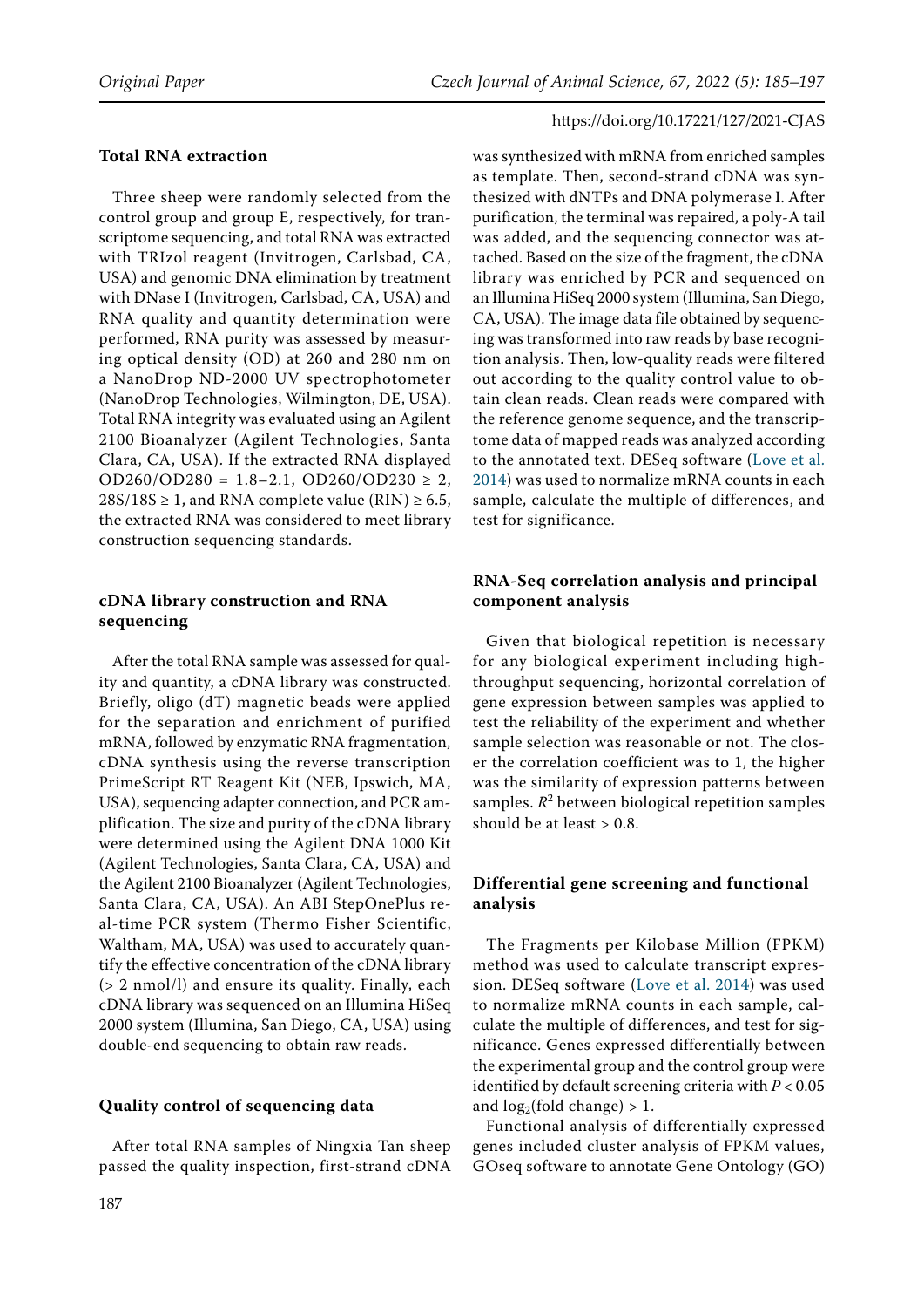## Total RNA extraction

Three sheep were randomly selected from the control group and group E, respectively, for transcriptome sequencing, and total RNA was extracted with TRIzol reagent (Invitrogen, Carlsbad, CA, USA) and genomic DNA elimination by treatment with DNase I (Invitrogen, Carlsbad, CA, USA) and RNA quality and quantity determination were performed, RNA purity was assessed by measuring optical density (OD) at 260 and 280 nm on a NanoDrop ND-2000 UV spectrophotometer (NanoDrop Technologies, Wilmington, DE, USA). Total RNA integrity was evaluated using an Agilent 2100 Bioanalyzer (Agilent Technologies, Santa Clara, CA, USA). If the extracted RNA displayed OD260/OD280 = 1.8–2.1, OD260/OD230 ≥ 2, 28S/18S ≥ 1, and RNA complete value (RIN) ≥ 6.5, the extracted RNA was considered to meet library construction sequencing standards.

## cDNA library construction and RNA sequencing

After the total RNA sample was assessed for quality and quantity, a cDNA library was constructed. Briefly, oligo (dT) magnetic beads were applied for the separation and enrichment of purified mRNA, followed by enzymatic RNA fragmentation, cDNA synthesis using the reverse transcription PrimeScript RT Reagent Kit (NEB, Ipswich, MA, USA), sequencing adapter connection, and PCR amplification. The size and purity of the cDNA library were determined using the Agilent DNA 1000 Kit (Agilent Technologies, Santa Clara, CA, USA) and the Agilent 2100 Bioanalyzer (Agilent Technologies, Santa Clara, CA, USA). An ABI StepOnePlus real-time PCR system (Thermo Fisher Scientific, Waltham, MA, USA) was used to accurately quantify the effective concentration of the cDNA library (> 2 nmol/l) and ensure its quality. Finally, each cDNA library was sequenced on an Illumina HiSeq 2000 system (Illumina, San Diego, CA, USA) using double-end sequencing to obtain raw reads.

## Quality control of sequencing data

After total RNA samples of Ningxia Tan sheep passed the quality inspection, first-strand cDNA was synthesized with mRNA from enriched samples as template. Then, second-strand cDNA was synthesized with dNTPs and DNA polymerase I. After purification, the terminal was repaired, a poly-A tail was added, and the sequencing connector was attached. Based on the size of the fragment, the cDNA library was enriched by PCR and sequenced on an Illumina HiSeq 2000 system (Illumina, San Diego, CA, USA). The image data file obtained by sequencing was transformed into raw reads by base recognition analysis. Then, low-quality reads were filtered out according to the quality control value to obtain clean reads. Clean reads were compared with the reference genome sequence, and the transcriptome data of mapped reads was analyzed according to the annotated text. DESeq software (Love et al. 2014) was used to normalize mRNA counts in each sample, calculate the multiple of differences, and test for significance.

## RNA-Seq correlation analysis and principal component analysis

Given that biological repetition is necessary for any biological experiment including high-throughput sequencing, horizontal correlation of gene expression between samples was applied to test the reliability of the experiment and whether sample selection was reasonable or not. The closer the correlation coefficient was to 1, the higher was the similarity of expression patterns between samples. $R^2$ between biological repetition samples should be at least > 0.8.

## Differential gene screening and functional analysis

The Fragments per Kilobase Million (FPKM) method was used to calculate transcript expression. DESeq software (Love et al. 2014) was used to normalize mRNA counts in each sample, calculate the multiple of differences, and test for significance. Genes expressed differentially between the experimental group and the control group were identified by default screening criteria with $P < 0.05$ and $\log_2$(fold change) > 1.

Functional analysis of differentially expressed genes included cluster analysis of FPKM values, GOseq software to annotate Gene Ontology (GO)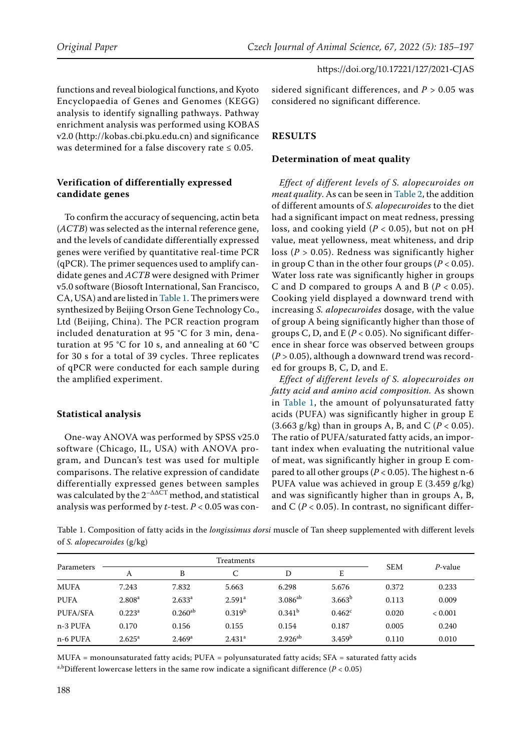functions and reveal biological functions, and Kyoto Encyclopaedia of Genes and Genomes (KEGG) analysis to identify signalling pathways. Pathway enrichment analysis was performed using KOBAS v2.0 (http://kobas.cbi.pku.edu.cn) and significance was determined for a false discovery rate ≤ 0.05.

### Verification of differentially expressed candidate genes

To confirm the accuracy of sequencing, actin beta (*ACTB*) was selected as the internal reference gene, and the levels of candidate differentially expressed genes were verified by quantitative real-time PCR (qPCR). The primer sequences used to amplify candidate genes and *ACTB* were designed with Primer v5.0 software (Biosoft International, San Francisco, CA, USA) and are listed in Table 1. The primers were synthesized by Beijing Orson Gene Technology Co., Ltd (Beijing, China). The PCR reaction program included denaturation at 95 °C for 3 min, denaturation at 95 °C for 10 s, and annealing at 60 °C for 30 s for a total of 39 cycles. Three replicates of qPCR were conducted for each sample during the amplified experiment.

### Statistical analysis

One-way ANOVA was performed by SPSS v25.0 software (Chicago, IL, USA) with ANOVA program, and Duncan's test was used for multiple comparisons. The relative expression of candidate differentially expressed genes between samples was calculated by the $2^{-\Delta\Delta CT}$ method, and statistical analysis was performed by *t*-test. $P < 0.05$ was considered significant differences, and $P > 0.05$ was considered no significant difference.

## RESULTS

### Determination of meat quality

*Effect of different levels of S. alopecuroides on meat quality*. As can be seen in Table 2, the addition of different amounts of *S. alopecuroides* to the diet had a significant impact on meat redness, pressing loss, and cooking yield ($P < 0.05$), but not on pH value, meat yellowness, meat whiteness, and drip loss ($P > 0.05$). Redness was significantly higher in group C than in the other four groups ($P < 0.05$). Water loss rate was significantly higher in groups C and D compared to groups A and B ($P < 0.05$). Cooking yield displayed a downward trend with increasing *S. alopecuroides* dosage, with the value of group A being significantly higher than those of groups C, D, and E ($P < 0.05$). No significant difference in shear force was observed between groups ($P > 0.05$), although a downward trend was recorded for groups B, C, D, and E.

*Effect of different levels of S. alopecuroides on fatty acid and amino acid composition.* As shown in Table 1, the amount of polyunsaturated fatty acids (PUFA) was significantly higher in group E (3.663 g/kg) than in groups A, B, and C ($P < 0.05$). The ratio of PUFA/saturated fatty acids, an important index when evaluating the nutritional value of meat, was significantly higher in group E compared to all other groups ($P < 0.05$). The highest n-6 PUFA value was achieved in group E (3.459 g/kg) and was significantly higher than in groups A, B, and C ($P < 0.05$). In contrast, no significant differ-

Table 1. Composition of fatty acids in the *longissimus dorsi* muscle of Tan sheep supplemented with different levels of *S. alopecuroides* (g/kg)

| Parameters | Treatments | | | | | SEM | *P*-value |
|---|---|---|---|---|---|---|---|
| | A | B | C | D | E | | |
| MUFA | 7.243 | 7.832 | 5.663 | 6.298 | 5.676 | 0.372 | 0.233 |
| PUFA | 2.808[a] | 2.633[a] | 2.591[a] | 3.086[ab] | 3.663[b] | 0.113 | 0.009 |
| PUFA/SFA | 0.223[a] | 0.260[ab] | 0.319[b] | 0.341[b] | 0.462[c] | 0.020 | < 0.001 |
| n-3 PUFA | 0.170 | 0.156 | 0.155 | 0.154 | 0.187 | 0.005 | 0.240 |
| n-6 PUFA | 2.625[a] | 2.469[a] | 2.431[a] | 2.926[ab] | 3.459[b] | 0.110 | 0.010 |

MUFA = monounsaturated fatty acids; PUFA = polyunsaturated fatty acids; SFA = saturated fatty acids

[a,b]Different lowercase letters in the same row indicate a significant difference ($P < 0.05$)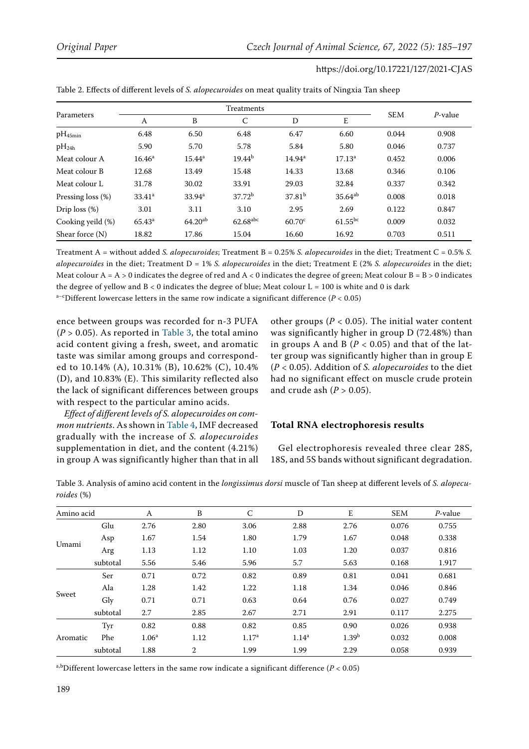Table 2. Effects of different levels of *S. alopecuroides* on meat quality traits of Ningxia Tan sheep

| Parameters | Treatments | | | | | SEM | *P*-value |
|---|---|---|---|---|---|---|---|
| | A | B | C | D | E | | |
| $pH_{45min}$ | 6.48 | 6.50 | 6.48 | 6.47 | 6.60 | 0.044 | 0.908 |
| $pH_{24h}$ | 5.90 | 5.70 | 5.78 | 5.84 | 5.80 | 0.046 | 0.737 |
| Meat colour A | 16.46[a] | 15.44[a] | 19.44[b] | 14.94[a] | 17.13[a] | 0.452 | 0.006 |
| Meat colour B | 12.68 | 13.49 | 15.48 | 14.33 | 13.68 | 0.346 | 0.106 |
| Meat colour L | 31.78 | 30.02 | 33.91 | 29.03 | 32.84 | 0.337 | 0.342 |
| Pressing loss (%) | 33.41[a] | 33.94[a] | 37.72[b] | 37.81[b] | 35.64[ab] | 0.008 | 0.018 |
| Drip loss (%) | 3.01 | 3.11 | 3.10 | 2.95 | 2.69 | 0.122 | 0.847 |
| Cooking yeild (%) | 65.43[a] | 64.20[ab] | 62.68[abc] | 60.70[c] | 61.55[bc] | 0.009 | 0.032 |
| Shear force (N) | 18.82 | 17.86 | 15.04 | 16.60 | 16.92 | 0.703 | 0.511 |

Treatment A = without added *S. alopecuroides*; Treatment B = 0.25% *S. alopecuroides* in the diet; Treatment C = 0.5% *S. alopecuroides* in the diet; Treatment D = 1% *S. alopecuroides* in the diet; Treatment E (2% *S. alopecuroides* in the diet; Meat colour A = A > 0 indicates the degree of red and A < 0 indicates the degree of green; Meat colour B = B > 0 indicates the degree of yellow and B < 0 indicates the degree of blue; Meat colour L = 100 is white and 0 is dark

[a–c]Different lowercase letters in the same row indicate a significant difference ($P < 0.05$)

ence between groups was recorded for n-3 PUFA ($P > 0.05$). As reported in Table 3, the total amino acid content giving a fresh, sweet, and aromatic taste was similar among groups and corresponded to 10.14% (A), 10.31% (B), 10.62% (C), 10.4% (D), and 10.83% (E). This similarity reflected also the lack of significant differences between groups with respect to the particular amino acids.

*Effect of different levels of S. alopecuroides on common nutrients*. As shown in Table 4, IMF decreased gradually with the increase of *S. alopecuroides* supplementation in diet, and the content (4.21%) in group A was significantly higher than that in all other groups ($P < 0.05$). The initial water content was significantly higher in group D (72.48%) than in groups A and B ($P < 0.05$) and that of the latter group was significantly higher than in group E ($P < 0.05$). Addition of *S. alopecuroides* to the diet had no significant effect on muscle crude protein and crude ash ($P > 0.05$).

## Total RNA electrophoresis results

Gel electrophoresis revealed three clear 28S, 18S, and 5S bands without significant degradation.

Table 3. Analysis of amino acid content in the *longissimus dorsi* muscle of Tan sheep at different levels of *S. alopecuroides* (%)

| Amino acid | | A | B | C | D | E | SEM | *P*-value |
|---|---|---|---|---|---|---|---|---|
| Umami | Glu | 2.76 | 2.80 | 3.06 | 2.88 | 2.76 | 0.076 | 0.755 |
| | Asp | 1.67 | 1.54 | 1.80 | 1.79 | 1.67 | 0.048 | 0.338 |
| | Arg | 1.13 | 1.12 | 1.10 | 1.03 | 1.20 | 0.037 | 0.816 |
| | subtotal | 5.56 | 5.46 | 5.96 | 5.7 | 5.63 | 0.168 | 1.917 |
| Sweet | Ser | 0.71 | 0.72 | 0.82 | 0.89 | 0.81 | 0.041 | 0.681 |
| | Ala | 1.28 | 1.42 | 1.22 | 1.18 | 1.34 | 0.046 | 0.846 |
| | Gly | 0.71 | 0.71 | 0.63 | 0.64 | 0.76 | 0.027 | 0.749 |
| | subtotal | 2.7 | 2.85 | 2.67 | 2.71 | 2.91 | 0.117 | 2.275 |
| Aromatic | Tyr | 0.82 | 0.88 | 0.82 | 0.85 | 0.90 | 0.026 | 0.938 |
| | Phe | 1.06[a] | 1.12 | 1.17[a] | 1.14[a] | 1.39[b] | 0.032 | 0.008 |
| | subtotal | 1.88 | 2 | 1.99 | 1.99 | 2.29 | 0.058 | 0.939 |

[a,b]Different lowercase letters in the same row indicate a significant difference ($P < 0.05$)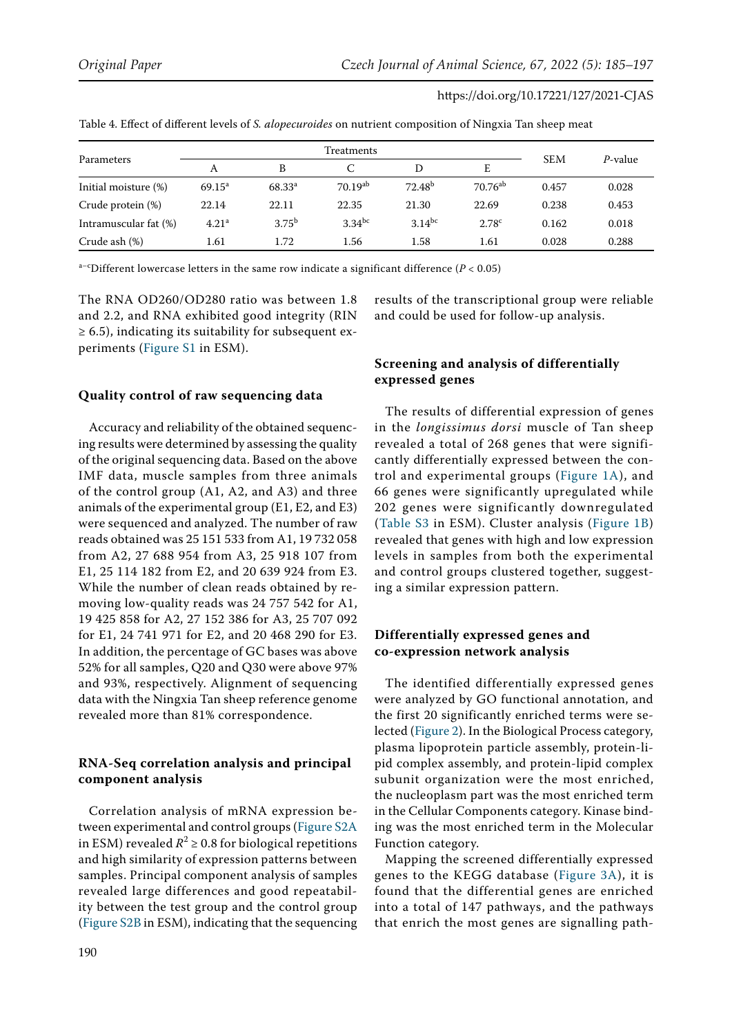Table 4. Effect of different levels of *S. alopecuroides* on nutrient composition of Ningxia Tan sheep meat

| Parameters | Treatments | | | | | SEM | *P*-value |
|---|---|---|---|---|---|---|---|
| | A | B | C | D | E | | |
| Initial moisture (%) | 69.15[a] | 68.33[a] | 70.19[ab] | 72.48[b] | 70.76[ab] | 0.457 | 0.028 |
| Crude protein (%) | 22.14 | 22.11 | 22.35 | 21.30 | 22.69 | 0.238 | 0.453 |
| Intramuscular fat (%) | 4.21[a] | 3.75[b] | 3.34[bc] | 3.14[bc] | 2.78[c] | 0.162 | 0.018 |
| Crude ash (%) | 1.61 | 1.72 | 1.56 | 1.58 | 1.61 | 0.028 | 0.288 |

[a–c]Different lowercase letters in the same row indicate a significant difference ($P < 0.05$)

The RNA OD260/OD280 ratio was between 1.8 and 2.2, and RNA exhibited good integrity (RIN ≥ 6.5), indicating its suitability for subsequent experiments (Figure S1 in ESM).

### Quality control of raw sequencing data

Accuracy and reliability of the obtained sequencing results were determined by assessing the quality of the original sequencing data. Based on the above IMF data, muscle samples from three animals of the control group (A1, A2, and A3) and three animals of the experimental group (E1, E2, and E3) were sequenced and analyzed. The number of raw reads obtained was 25 151 533 from A1, 19 732 058 from A2, 27 688 954 from A3, 25 918 107 from E1, 25 114 182 from E2, and 20 639 924 from E3. While the number of clean reads obtained by removing low-quality reads was 24 757 542 for A1, 19 425 858 for A2, 27 152 386 for A3, 25 707 092 for E1, 24 741 971 for E2, and 20 468 290 for E3. In addition, the percentage of GC bases was above 52% for all samples, Q20 and Q30 were above 97% and 93%, respectively. Alignment of sequencing data with the Ningxia Tan sheep reference genome revealed more than 81% correspondence.

### RNA-Seq correlation analysis and principal component analysis

Correlation analysis of mRNA expression between experimental and control groups (Figure S2A in ESM) revealed $R^2 \geq 0.8$ for biological repetitions and high similarity of expression patterns between samples. Principal component analysis of samples revealed large differences and good repeatability between the test group and the control group (Figure S2B in ESM), indicating that the sequencing results of the transcriptional group were reliable and could be used for follow-up analysis.

### Screening and analysis of differentially expressed genes

The results of differential expression of genes in the *longissimus dorsi* muscle of Tan sheep revealed a total of 268 genes that were significantly differentially expressed between the control and experimental groups (Figure 1A), and 66 genes were significantly upregulated while 202 genes were significantly downregulated (Table S3 in ESM). Cluster analysis (Figure 1B) revealed that genes with high and low expression levels in samples from both the experimental and control groups clustered together, suggesting a similar expression pattern.

### Differentially expressed genes and co-expression network analysis

The identified differentially expressed genes were analyzed by GO functional annotation, and the first 20 significantly enriched terms were selected (Figure 2). In the Biological Process category, plasma lipoprotein particle assembly, protein-lipid complex assembly, and protein-lipid complex subunit organization were the most enriched, the nucleoplasm part was the most enriched term in the Cellular Components category. Kinase binding was the most enriched term in the Molecular Function category.

Mapping the screened differentially expressed genes to the KEGG database (Figure 3A), it is found that the differential genes are enriched into a total of 147 pathways, and the pathways that enrich the most genes are signalling path-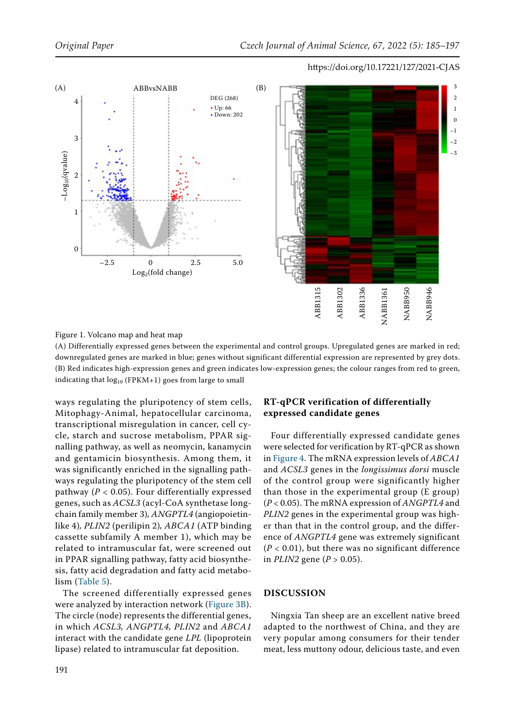Figure 1. Volcano map and heat map

(A) Differentially expressed genes between the experimental and control groups. Upregulated genes are marked in red; downregulated genes are marked in blue; genes without significant differential expression are represented by grey dots. (B) Red indicates high-expression genes and green indicates low-expression genes; the colour ranges from red to green, indicating that $\log_{10}$ (FPKM+1) goes from large to small

ways regulating the pluripotency of stem cells, Mitophagy-Animal, hepatocellular carcinoma, transcriptional misregulation in cancer, cell cycle, starch and sucrose metabolism, PPAR signalling pathway, as well as neomycin, kanamycin and gentamicin biosynthesis. Among them, it was significantly enriched in the signalling pathways regulating the pluripotency of the stem cell pathway ($P < 0.05$). Four differentially expressed genes, such as *ACSL3* (acyl-CoA synthetase long-chain family member 3), *ANGPTL4* (angiopoietin-like 4), *PLIN2* (perilipin 2), *ABCA1* (ATP binding cassette subfamily A member 1), which may be related to intramuscular fat, were screened out in PPAR signalling pathway, fatty acid biosynthesis, fatty acid degradation and fatty acid metabolism (Table 5).

The screened differentially expressed genes were analyzed by interaction network (Figure 3B). The circle (node) represents the differential genes, in which *ACSL3*, *ANGPTL4*, *PLIN2* and *ABCA1* interact with the candidate gene *LPL* (lipoprotein lipase) related to intramuscular fat deposition.

## RT-qPCR verification of differentially expressed candidate genes

Four differentially expressed candidate genes were selected for verification by RT-qPCR as shown in Figure 4. The mRNA expression levels of *ABCA1* and *ACSL3* genes in the *longissimus dorsi* muscle of the control group were significantly higher than those in the experimental group (E group) ($P < 0.05$). The mRNA expression of *ANGPTL4* and *PLIN2* genes in the experimental group was higher than that in the control group, and the difference of *ANGPTL4* gene was extremely significant ($P < 0.01$), but there was no significant difference in *PLIN2* gene ($P > 0.05$).

# DISCUSSION

Ningxia Tan sheep are an excellent native breed adapted to the northwest of China, and they are very popular among consumers for their tender meat, less muttony odour, delicious taste, and even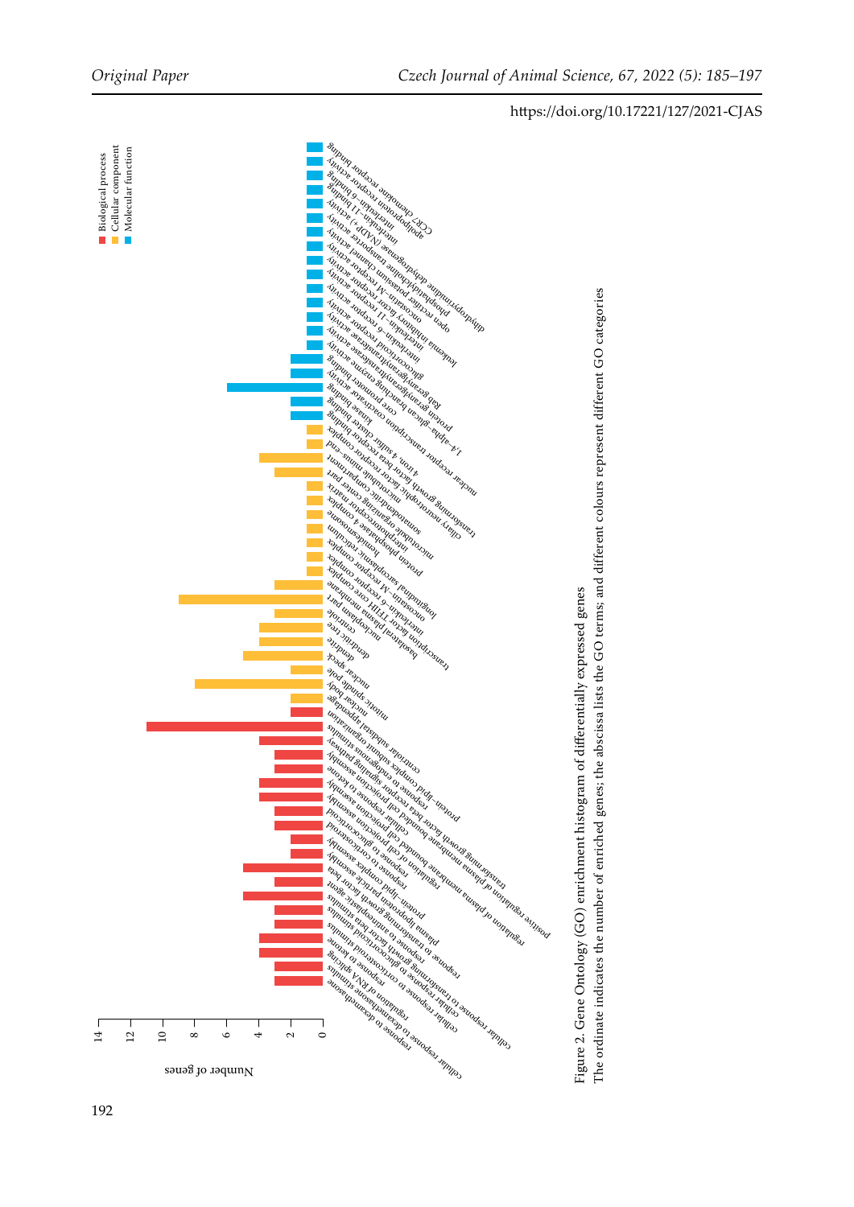Figure 2. Gene Ontology (GO) enrichment histogram of differentially expressed genes

The ordinate indicates the number of enriched genes; the abscissa lists the GO terms; and different colours represent different GO categories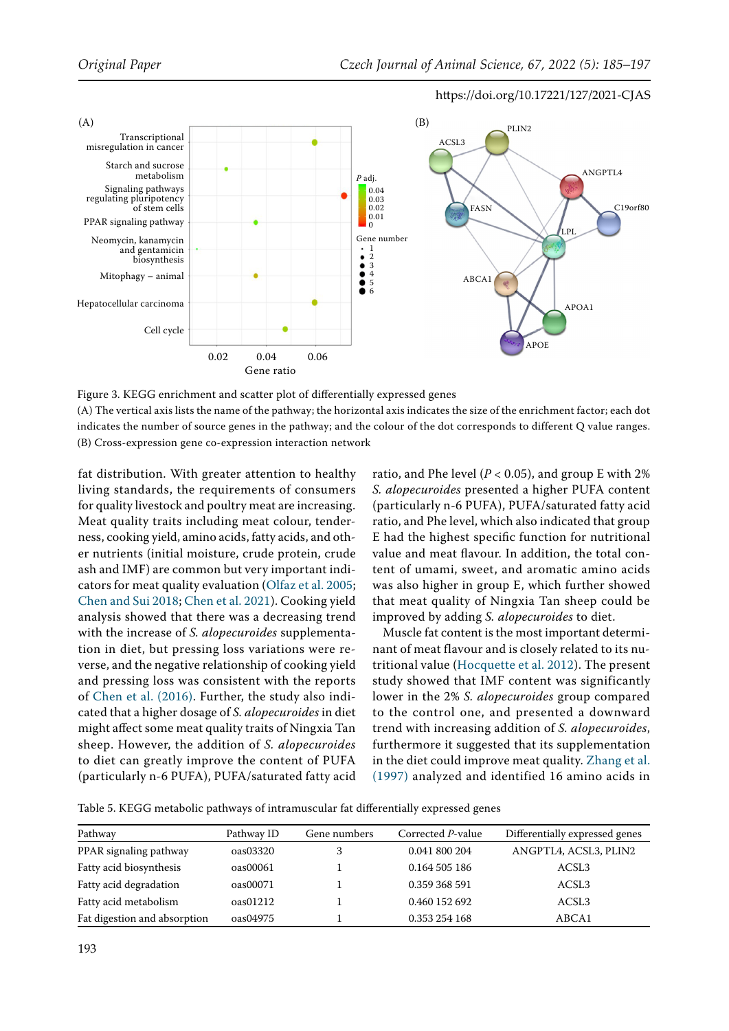Figure 3. KEGG enrichment and scatter plot of differentially expressed genes

(A) The vertical axis lists the name of the pathway; the horizontal axis indicates the size of the enrichment factor; each dot indicates the number of source genes in the pathway; and the colour of the dot corresponds to different Q value ranges. (B) Cross-expression gene co-expression interaction network

fat distribution. With greater attention to healthy living standards, the requirements of consumers for quality livestock and poultry meat are increasing. Meat quality traits including meat colour, tenderness, cooking yield, amino acids, fatty acids, and other nutrients (initial moisture, crude protein, crude ash and IMF) are common but very important indicators for meat quality evaluation (Olfaz et al. 2005; Chen and Sui 2018; Chen et al. 2021). Cooking yield analysis showed that there was a decreasing trend with the increase of *S. alopecuroides* supplementation in diet, but pressing loss variations were reverse, and the negative relationship of cooking yield and pressing loss was consistent with the reports of Chen et al. (2016). Further, the study also indicated that a higher dosage of *S. alopecuroides* in diet might affect some meat quality traits of Ningxia Tan sheep. However, the addition of *S. alopecuroides* to diet can greatly improve the content of PUFA (particularly n-6 PUFA), PUFA/saturated fatty acid ratio, and Phe level ($P < 0.05$), and group E with 2% *S. alopecuroides* presented a higher PUFA content (particularly n-6 PUFA), PUFA/saturated fatty acid ratio, and Phe level, which also indicated that group E had the highest specific function for nutritional value and meat flavour. In addition, the total content of umami, sweet, and aromatic amino acids was also higher in group E, which further showed that meat quality of Ningxia Tan sheep could be improved by adding *S. alopecuroides* to diet.

Muscle fat content is the most important determinant of meat flavour and is closely related to its nutritional value (Hocquette et al. 2012). The present study showed that IMF content was significantly lower in the 2% *S. alopecuroides* group compared to the control one, and presented a downward trend with increasing addition of *S. alopecuroides*, furthermore it suggested that its supplementation in the diet could improve meat quality. Zhang et al. (1997) analyzed and identified 16 amino acids in

Table 5. KEGG metabolic pathways of intramuscular fat differentially expressed genes

| Pathway | Pathway ID | Gene numbers | Corrected *P*-value | Differentially expressed genes |
|---|---|---|---|---|
| PPAR signaling pathway | oas03320 | 3 | 0.041 800 204 | ANGPTL4, ACSL3, PLIN2 |
| Fatty acid biosynthesis | oas00061 | 1 | 0.164 505 186 | ACSL3 |
| Fatty acid degradation | oas00071 | 1 | 0.359 368 591 | ACSL3 |
| Fatty acid metabolism | oas01212 | 1 | 0.460 152 692 | ACSL3 |
| Fat digestion and absorption | oas04975 | 1 | 0.353 254 168 | ABCA1 |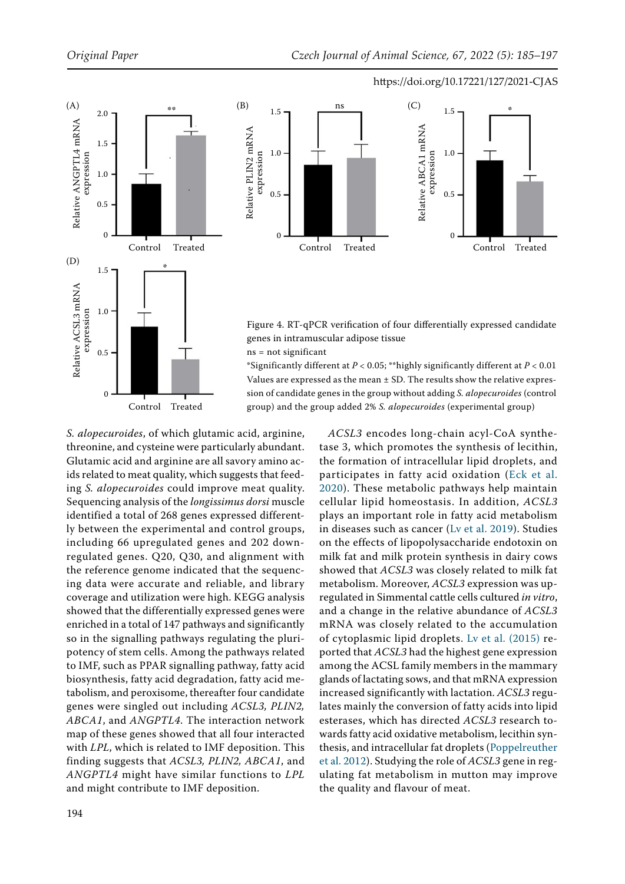Figure 4. RT-qPCR verification of four differentially expressed candidate genes in intramuscular adipose tissue

ns = not significant

*Significantly different at $P < 0.05$; **highly significantly different at $P < 0.01$

Values are expressed as the mean ± SD. The results show the relative expression of candidate genes in the group without adding *S. alopecuroides* (control group) and the group added 2% *S. alopecuroides* (experimental group)

*S. alopecuroides*, of which glutamic acid, arginine, threonine, and cysteine were particularly abundant. Glutamic acid and arginine are all savory amino acids related to meat quality, which suggests that feeding *S. alopecuroides* could improve meat quality. Sequencing analysis of the *longissimus dorsi* muscle identified a total of 268 genes expressed differently between the experimental and control groups, including 66 upregulated genes and 202 downregulated genes. Q20, Q30, and alignment with the reference genome indicated that the sequencing data were accurate and reliable, and library coverage and utilization were high. KEGG analysis showed that the differentially expressed genes were enriched in a total of 147 pathways and significantly so in the signalling pathways regulating the pluripotency of stem cells. Among the pathways related to IMF, such as PPAR signalling pathway, fatty acid biosynthesis, fatty acid degradation, fatty acid metabolism, and peroxisome, thereafter four candidate genes were singled out including *ACSL3, PLIN2, ABCA1*, and *ANGPTL4*. The interaction network map of these genes showed that all four interacted with *LPL*, which is related to IMF deposition. This finding suggests that *ACSL3, PLIN2, ABCA1*, and *ANGPTL4* might have similar functions to *LPL* and might contribute to IMF deposition.

*ACSL3* encodes long-chain acyl-CoA synthetase 3, which promotes the synthesis of lecithin, the formation of intracellular lipid droplets, and participates in fatty acid oxidation (Eck et al. 2020). These metabolic pathways help maintain cellular lipid homeostasis. In addition, *ACSL3* plays an important role in fatty acid metabolism in diseases such as cancer (Lv et al. 2019). Studies on the effects of lipopolysaccharide endotoxin on milk fat and milk protein synthesis in dairy cows showed that *ACSL3* was closely related to milk fat metabolism. Moreover, *ACSL3* expression was upregulated in Simmental cattle cells cultured *in vitro*, and a change in the relative abundance of *ACSL3* mRNA was closely related to the accumulation of cytoplasmic lipid droplets. Lv et al. (2015) reported that *ACSL3* had the highest gene expression among the ACSL family members in the mammary glands of lactating sows, and that mRNA expression increased significantly with lactation. *ACSL3* regulates mainly the conversion of fatty acids into lipid esterases, which has directed *ACSL3* research towards fatty acid oxidative metabolism, lecithin synthesis, and intracellular fat droplets (Poppelreuther et al. 2012). Studying the role of *ACSL3* gene in regulating fat metabolism in mutton may improve the quality and flavour of meat.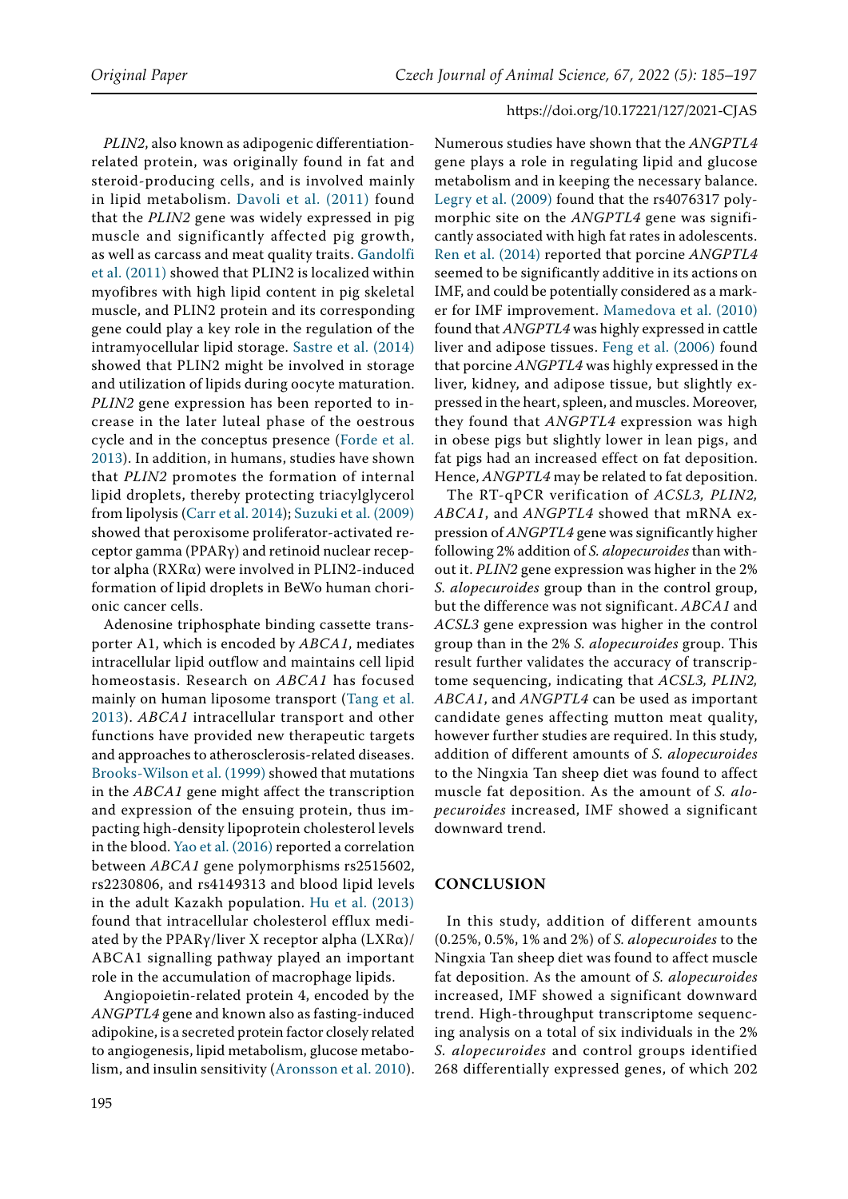*PLIN2*, also known as adipogenic differentiation-related protein, was originally found in fat and steroid-producing cells, and is involved mainly in lipid metabolism. Davoli et al. (2011) found that the *PLIN2* gene was widely expressed in pig muscle and significantly affected pig growth, as well as carcass and meat quality traits. Gandolfi et al. (2011) showed that PLIN2 is localized within myofibres with high lipid content in pig skeletal muscle, and PLIN2 protein and its corresponding gene could play a key role in the regulation of the intramyocellular lipid storage. Sastre et al. (2014) showed that PLIN2 might be involved in storage and utilization of lipids during oocyte maturation. *PLIN2* gene expression has been reported to increase in the later luteal phase of the oestrous cycle and in the conceptus presence (Forde et al. 2013). In addition, in humans, studies have shown that *PLIN2* promotes the formation of internal lipid droplets, thereby protecting triacylglycerol from lipolysis (Carr et al. 2014); Suzuki et al. (2009) showed that peroxisome proliferator-activated receptor gamma (PPARγ) and retinoid nuclear receptor alpha (RXRα) were involved in PLIN2-induced formation of lipid droplets in BeWo human chorionic cancer cells.

Adenosine triphosphate binding cassette transporter A1, which is encoded by *ABCA1*, mediates intracellular lipid outflow and maintains cell lipid homeostasis. Research on *ABCA1* has focused mainly on human liposome transport (Tang et al. 2013). *ABCA1* intracellular transport and other functions have provided new therapeutic targets and approaches to atherosclerosis-related diseases. Brooks-Wilson et al. (1999) showed that mutations in the *ABCA1* gene might affect the transcription and expression of the ensuing protein, thus impacting high-density lipoprotein cholesterol levels in the blood. Yao et al. (2016) reported a correlation between *ABCA1* gene polymorphisms rs2515602, rs2230806, and rs4149313 and blood lipid levels in the adult Kazakh population. Hu et al. (2013) found that intracellular cholesterol efflux mediated by the PPARγ/liver X receptor alpha (LXRα)/ABCA1 signalling pathway played an important role in the accumulation of macrophage lipids.

Angiopoietin-related protein 4, encoded by the *ANGPTL4* gene and known also as fasting-induced adipokine, is a secreted protein factor closely related to angiogenesis, lipid metabolism, glucose metabolism, and insulin sensitivity (Aronsson et al. 2010). Numerous studies have shown that the *ANGPTL4* gene plays a role in regulating lipid and glucose metabolism and in keeping the necessary balance. Legry et al. (2009) found that the rs4076317 polymorphic site on the *ANGPTL4* gene was significantly associated with high fat rates in adolescents. Ren et al. (2014) reported that porcine *ANGPTL4* seemed to be significantly additive in its actions on IMF, and could be potentially considered as a marker for IMF improvement. Mamedova et al. (2010) found that *ANGPTL4* was highly expressed in cattle liver and adipose tissues. Feng et al. (2006) found that porcine *ANGPTL4* was highly expressed in the liver, kidney, and adipose tissue, but slightly expressed in the heart, spleen, and muscles. Moreover, they found that *ANGPTL4* expression was high in obese pigs but slightly lower in lean pigs, and fat pigs had an increased effect on fat deposition. Hence, *ANGPTL4* may be related to fat deposition.

The RT-qPCR verification of *ACSL3, PLIN2, ABCA1*, and *ANGPTL4* showed that mRNA expression of *ANGPTL4* gene was significantly higher following 2% addition of *S. alopecuroides* than without it. *PLIN2* gene expression was higher in the 2% *S. alopecuroides* group than in the control group, but the difference was not significant. *ABCA1* and *ACSL3* gene expression was higher in the control group than in the 2% *S. alopecuroides* group. This result further validates the accuracy of transcriptome sequencing, indicating that *ACSL3, PLIN2, ABCA1*, and *ANGPTL4* can be used as important candidate genes affecting mutton meat quality, however further studies are required. In this study, addition of different amounts of *S. alopecuroides* to the Ningxia Tan sheep diet was found to affect muscle fat deposition. As the amount of *S. alopecuroides* increased, IMF showed a significant downward trend.

## CONCLUSION

In this study, addition of different amounts (0.25%, 0.5%, 1% and 2%) of *S. alopecuroides* to the Ningxia Tan sheep diet was found to affect muscle fat deposition. As the amount of *S. alopecuroides* increased, IMF showed a significant downward trend. High-throughput transcriptome sequencing analysis on a total of six individuals in the 2% *S. alopecuroides* and control groups identified 268 differentially expressed genes, of which 202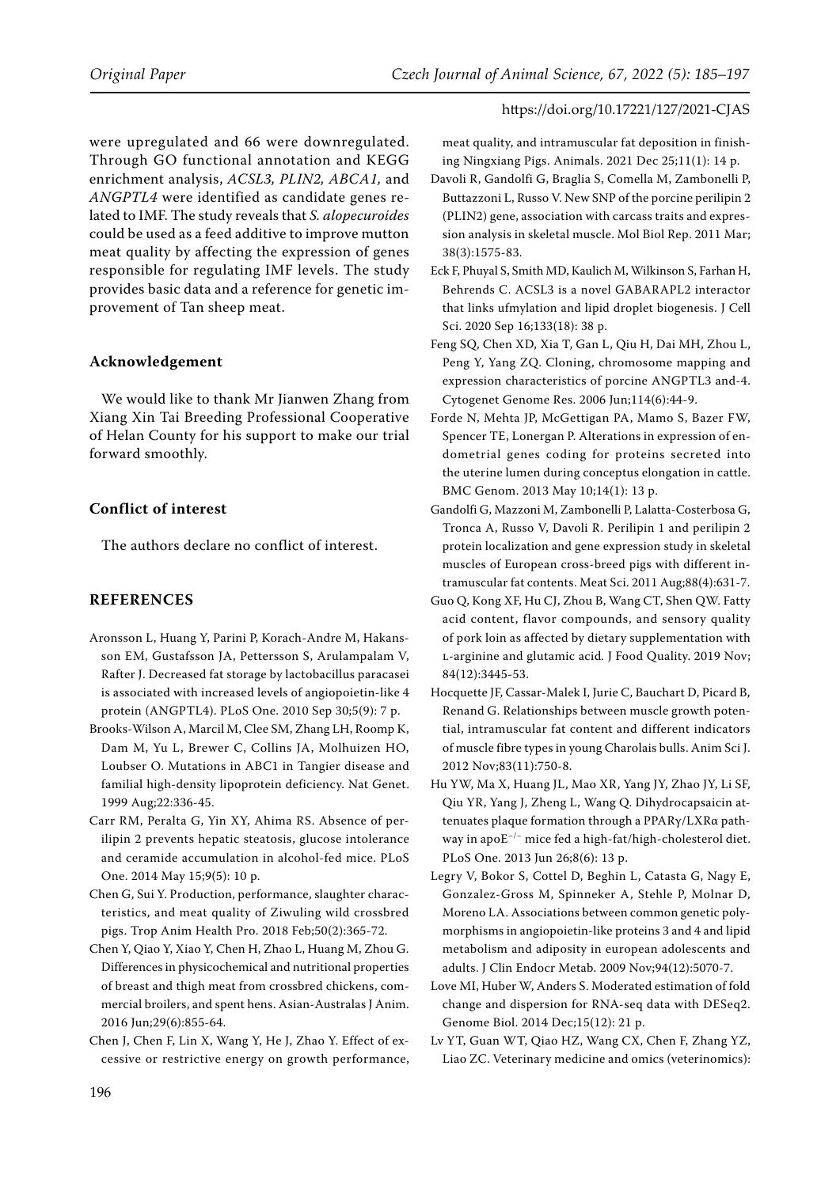were upregulated and 66 were downregulated. Through GO functional annotation and KEGG enrichment analysis, *ACSL3, PLIN2, ABCA1,* and *ANGPTL4* were identified as candidate genes related to IMF. The study reveals that *S. alopecuroides* could be used as a feed additive to improve mutton meat quality by affecting the expression of genes responsible for regulating IMF levels. The study provides basic data and a reference for genetic improvement of Tan sheep meat.

## Acknowledgement

We would like to thank Mr Jianwen Zhang from Xiang Xin Tai Breeding Professional Cooperative of Helan County for his support to make our trial forward smoothly.

## Conflict of interest

The authors declare no conflict of interest.

## REFERENCES

Aronsson L, Huang Y, Parini P, Korach-Andre M, Hakansson EM, Gustafsson JA, Pettersson S, Arulampalam V, Rafter J. Decreased fat storage by lactobacillus paracasei is associated with increased levels of angiopoietin-like 4 protein (ANGPTL4). PLoS One. 2010 Sep 30;5(9): 7 p.

Brooks-Wilson A, Marcil M, Clee SM, Zhang LH, Roomp K, Dam M, Yu L, Brewer C, Collins JA, Molhuizen HO, Loubser O. Mutations in ABC1 in Tangier disease and familial high-density lipoprotein deficiency. Nat Genet. 1999 Aug;22:336-45.

Carr RM, Peralta G, Yin XY, Ahima RS. Absence of perilipin 2 prevents hepatic steatosis, glucose intolerance and ceramide accumulation in alcohol-fed mice. PLoS One. 2014 May 15;9(5): 10 p.

Chen G, Sui Y. Production, performance, slaughter characteristics, and meat quality of Ziwuling wild crossbred pigs. Trop Anim Health Pro. 2018 Feb;50(2):365-72.

Chen Y, Qiao Y, Xiao Y, Chen H, Zhao L, Huang M, Zhou G. Differences in physicochemical and nutritional properties of breast and thigh meat from crossbred chickens, commercial broilers, and spent hens. Asian-Australas J Anim. 2016 Jun;29(6):855-64.

Chen J, Chen F, Lin X, Wang Y, He J, Zhao Y. Effect of excessive or restrictive energy on growth performance, meat quality, and intramuscular fat deposition in finishing Ningxiang Pigs. Animals. 2021 Dec 25;11(1): 14 p.

Davoli R, Gandolfi G, Braglia S, Comella M, Zambonelli P, Buttazzoni L, Russo V. New SNP of the porcine perilipin 2 (PLIN2) gene, association with carcass traits and expression analysis in skeletal muscle. Mol Biol Rep. 2011 Mar; 38(3):1575-83.

Eck F, Phuyal S, Smith MD, Kaulich M, Wilkinson S, Farhan H, Behrends C. ACSL3 is a novel GABARAPL2 interactor that links ufmylation and lipid droplet biogenesis. J Cell Sci. 2020 Sep 16;133(18): 38 p.

Feng SQ, Chen XD, Xia T, Gan L, Qiu H, Dai MH, Zhou L, Peng Y, Yang ZQ. Cloning, chromosome mapping and expression characteristics of porcine ANGPTL3 and-4. Cytogenet Genome Res. 2006 Jun;114(6):44-9.

Forde N, Mehta JP, McGettigan PA, Mamo S, Bazer FW, Spencer TE, Lonergan P. Alterations in expression of endometrial genes coding for proteins secreted into the uterine lumen during conceptus elongation in cattle. BMC Genom. 2013 May 10;14(1): 13 p.

Gandolfi G, Mazzoni M, Zambonelli P, Lalatta-Costerbosa G, Tronca A, Russo V, Davoli R. Perilipin 1 and perilipin 2 protein localization and gene expression study in skeletal muscles of European cross-breed pigs with different intramuscular fat contents. Meat Sci. 2011 Aug;88(4):631-7.

Guo Q, Kong XF, Hu CJ, Zhou B, Wang CT, Shen QW. Fatty acid content, flavor compounds, and sensory quality of pork loin as affected by dietary supplementation with L-arginine and glutamic acid. J Food Quality. 2019 Nov; 84(12):3445-53.

Hocquette JF, Cassar-Malek I, Jurie C, Bauchart D, Picard B, Renand G. Relationships between muscle growth potential, intramuscular fat content and different indicators of muscle fibre types in young Charolais bulls. Anim Sci J. 2012 Nov;83(11):750-8.

Hu YW, Ma X, Huang JL, Mao XR, Yang JY, Zhao JY, Li SF, Qiu YR, Yang J, Zheng L, Wang Q. Dihydrocapsaicin attenuates plaque formation through a PPARγ/LXRα pathway in apoE$^{-/-}$ mice fed a high-fat/high-cholesterol diet. PLoS One. 2013 Jun 26;8(6): 13 p.

Legry V, Bokor S, Cottel D, Beghin L, Catasta G, Nagy E, Gonzalez-Gross M, Spinneker A, Stehle P, Molnar D, Moreno LA. Associations between common genetic polymorphisms in angiopoietin-like proteins 3 and 4 and lipid metabolism and adiposity in european adolescents and adults. J Clin Endocr Metab. 2009 Nov;94(12):5070-7.

Love MI, Huber W, Anders S. Moderated estimation of fold change and dispersion for RNA-seq data with DESeq2. Genome Biol. 2014 Dec;15(12): 21 p.

Lv YT, Guan WT, Qiao HZ, Wang CX, Chen F, Zhang YZ, Liao ZC. Veterinary medicine and omics (veterinomics):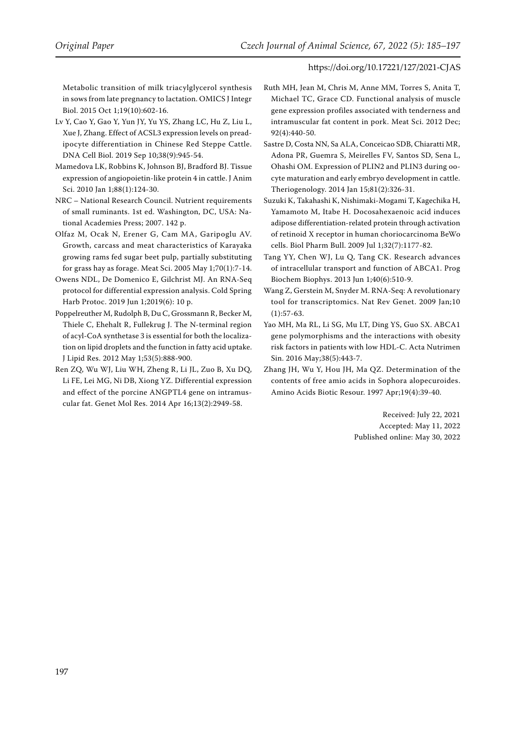Metabolic transition of milk triacylglycerol synthesis in sows from late pregnancy to lactation. OMICS J Integr Biol. 2015 Oct 1;19(10):602-16.

Lv Y, Cao Y, Gao Y, Yun JY, Yu YS, Zhang LC, Hu Z, Liu L, Xue J, Zhang. Effect of ACSL3 expression levels on preadipocyte differentiation in Chinese Red Steppe Cattle. DNA Cell Biol. 2019 Sep 10;38(9):945-54.

Mamedova LK, Robbins K, Johnson BJ, Bradford BJ. Tissue expression of angiopoietin-like protein 4 in cattle. J Anim Sci. 2010 Jan 1;88(1):124-30.

NRC – National Research Council. Nutrient requirements of small ruminants. 1st ed. Washington, DC, USA: National Academies Press; 2007. 142 p.

Olfaz M, Ocak N, Erener G, Cam MA, Garipoglu AV. Growth, carcass and meat characteristics of Karayaka growing rams fed sugar beet pulp, partially substituting for grass hay as forage. Meat Sci. 2005 May 1;70(1):7-14.

Owens NDL, De Domenico E, Gilchrist MJ. An RNA-Seq protocol for differential expression analysis. Cold Spring Harb Protoc. 2019 Jun 1;2019(6): 10 p.

Poppelreuther M, Rudolph B, Du C, Grossmann R, Becker M, Thiele C, Ehehalt R, Fullekrug J. The N-terminal region of acyl-CoA synthetase 3 is essential for both the localization on lipid droplets and the function in fatty acid uptake. J Lipid Res. 2012 May 1;53(5):888-900.

Ren ZQ, Wu WJ, Liu WH, Zheng R, Li JL, Zuo B, Xu DQ, Li FE, Lei MG, Ni DB, Xiong YZ. Differential expression and effect of the porcine ANGPTL4 gene on intramuscular fat. Genet Mol Res. 2014 Apr 16;13(2):2949-58.

Ruth MH, Jean M, Chris M, Anne MM, Torres S, Anita T, Michael TC, Grace CD. Functional analysis of muscle gene expression profiles associated with tenderness and intramuscular fat content in pork. Meat Sci. 2012 Dec; 92(4):440-50.

Sastre D, Costa NN, Sa ALA, Conceicao SDB, Chiaratti MR, Adona PR, Guemra S, Meirelles FV, Santos SD, Sena L, Ohashi OM. Expression of PLIN2 and PLIN3 during oocyte maturation and early embryo development in cattle. Theriogenology. 2014 Jan 15;81(2):326-31.

Suzuki K, Takahashi K, Nishimaki-Mogami T, Kagechika H, Yamamoto M, Itabe H. Docosahexaenoic acid induces adipose differentiation-related protein through activation of retinoid X receptor in human choriocarcinoma BeWo cells. Biol Pharm Bull. 2009 Jul 1;32(7):1177-82.

Tang YY, Chen WJ, Lu Q, Tang CK. Research advances of intracellular transport and function of ABCA1. Prog Biochem Biophys. 2013 Jun 1;40(6):510-9.

Wang Z, Gerstein M, Snyder M. RNA-Seq: A revolutionary tool for transcriptomics. Nat Rev Genet. 2009 Jan;10 (1):57-63.

Yao MH, Ma RL, Li SG, Mu LT, Ding YS, Guo SX. ABCA1 gene polymorphisms and the interactions with obesity risk factors in patients with low HDL-C. Acta Nutrimen Sin. 2016 May;38(5):443-7.

Zhang JH, Wu Y, Hou JH, Ma QZ. Determination of the contents of free amio acids in Sophora alopecuroides. Amino Acids Biotic Resour. 1997 Apr;19(4):39-40.

Received: July 22, 2021
Accepted: May 11, 2022
Published online: May 30, 2022